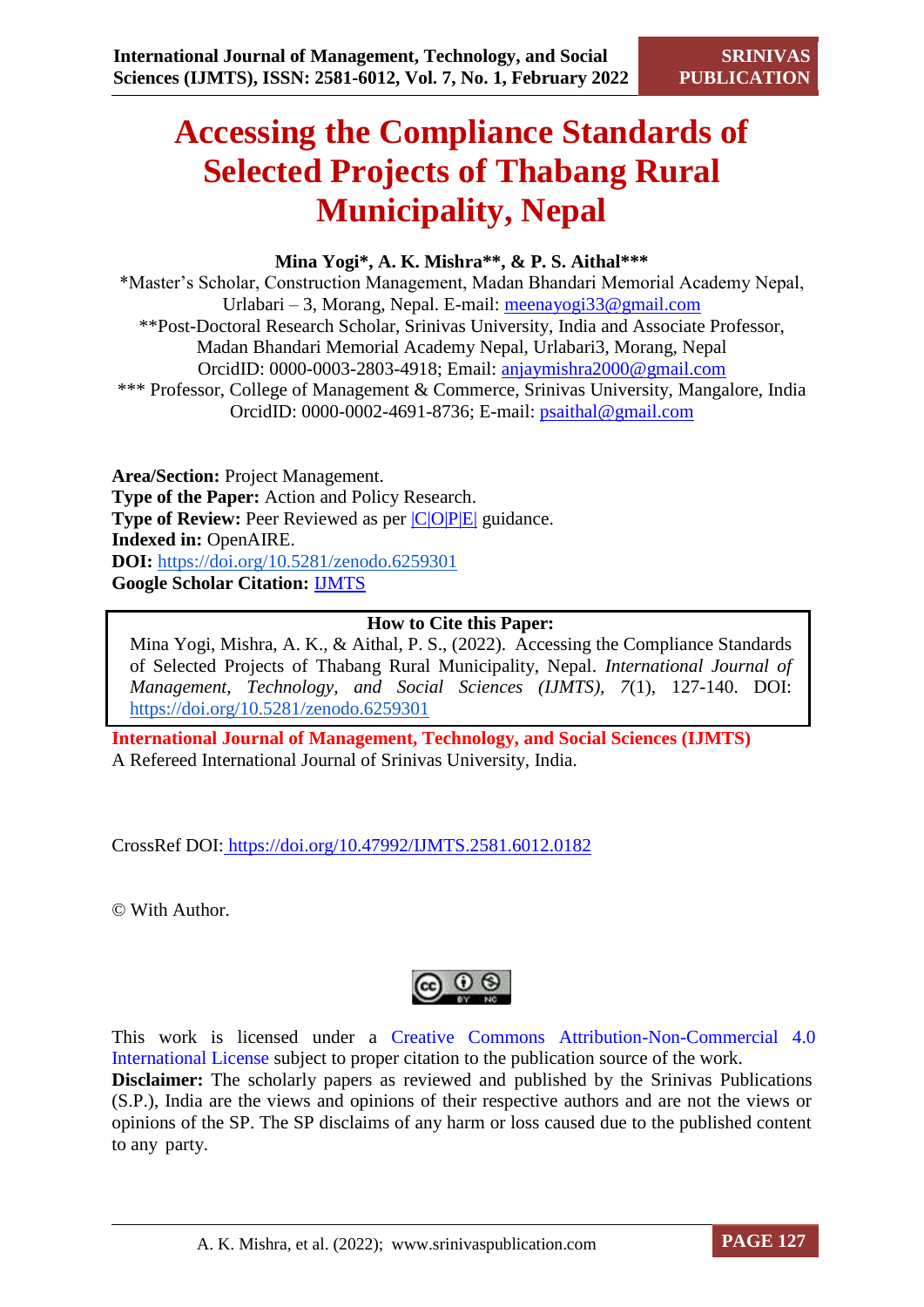# Accessing the Compliance Standards of Selected Projects of Thabang Rural Municipality, Nepal

**Mina Yogi\*, A. K. Mishra\*\*, & P. S. Aithal\*\*\***

\*Master's Scholar, Construction Management, Madan Bhandari Memorial Academy Nepal, Urlabari – 3, Morang, Nepal. E-mail: meenayogi33@gmail.com

\*\*Post-Doctoral Research Scholar, Srinivas University, India and Associate Professor, Madan Bhandari Memorial Academy Nepal, Urlabari3, Morang, Nepal
OrcidID: 0000-0003-2803-4918; Email: anjaymishra2000@gmail.com

\*\*\* Professor, College of Management & Commerce, Srinivas University, Mangalore, India
OrcidID: 0000-0002-4691-8736; E-mail: psaithal@gmail.com

**Area/Section:** Project Management.
**Type of the Paper:** Action and Policy Research.
**Type of Review:** Peer Reviewed as per |C|O|P|E| guidance.
**Indexed in:** OpenAIRE.
**DOI:** https://doi.org/10.5281/zenodo.6259301
**Google Scholar Citation:** IJMTS

**How to Cite this Paper:**

Mina Yogi, Mishra, A. K., & Aithal, P. S., (2022). Accessing the Compliance Standards of Selected Projects of Thabang Rural Municipality, Nepal. *International Journal of Management, Technology, and Social Sciences (IJMTS), 7*(1), 127-140. DOI: https://doi.org/10.5281/zenodo.6259301

**International Journal of Management, Technology, and Social Sciences (IJMTS)**
A Refereed International Journal of Srinivas University, India.

CrossRef DOI: https://doi.org/10.47992/IJMTS.2581.6012.0182

© With Author.

This work is licensed under a Creative Commons Attribution-Non-Commercial 4.0 International License subject to proper citation to the publication source of the work.

**Disclaimer:** The scholarly papers as reviewed and published by the Srinivas Publications (S.P.), India are the views and opinions of their respective authors and are not the views or opinions of the SP. The SP disclaims of any harm or loss caused due to the published content to any party.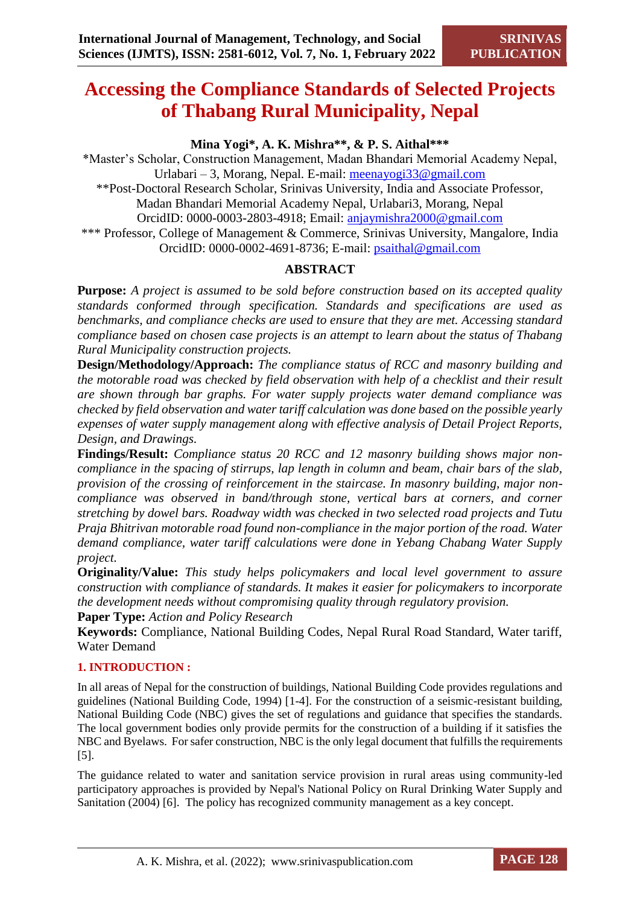# Accessing the Compliance Standards of Selected Projects of Thabang Rural Municipality, Nepal

**Mina Yogi*, A. K. Mishra**, & P. S. Aithal*****

*Master's Scholar, Construction Management, Madan Bhandari Memorial Academy Nepal, Urlabari – 3, Morang, Nepal. E-mail: meenayogi33@gmail.com

**Post-Doctoral Research Scholar, Srinivas University, India and Associate Professor, Madan Bhandari Memorial Academy Nepal, Urlabari3, Morang, Nepal
OrcidID: 0000-0003-2803-4918; Email: anjaymishra2000@gmail.com

*** Professor, College of Management & Commerce, Srinivas University, Mangalore, India
OrcidID: 0000-0002-4691-8736; E-mail: psaithal@gmail.com

## ABSTRACT

**Purpose:** *A project is assumed to be sold before construction based on its accepted quality standards conformed through specification. Standards and specifications are used as benchmarks, and compliance checks are used to ensure that they are met. Accessing standard compliance based on chosen case projects is an attempt to learn about the status of Thabang Rural Municipality construction projects.*

**Design/Methodology/Approach:** *The compliance status of RCC and masonry building and the motorable road was checked by field observation with help of a checklist and their result are shown through bar graphs. For water supply projects water demand compliance was checked by field observation and water tariff calculation was done based on the possible yearly expenses of water supply management along with effective analysis of Detail Project Reports, Design, and Drawings.*

**Findings/Result:** *Compliance status 20 RCC and 12 masonry building shows major non-compliance in the spacing of stirrups, lap length in column and beam, chair bars of the slab, provision of the crossing of reinforcement in the staircase. In masonry building, major non-compliance was observed in band/through stone, vertical bars at corners, and corner stretching by dowel bars. Roadway width was checked in two selected road projects and Tutu Praja Bhitrivan motorable road found non-compliance in the major portion of the road. Water demand compliance, water tariff calculations were done in Yebang Chabang Water Supply project.*

**Originality/Value:** *This study helps policymakers and local level government to assure construction with compliance of standards. It makes it easier for policymakers to incorporate the development needs without compromising quality through regulatory provision.*

**Paper Type:** *Action and Policy Research*

**Keywords:** Compliance, National Building Codes, Nepal Rural Road Standard, Water tariff, Water Demand

## 1. INTRODUCTION :

In all areas of Nepal for the construction of buildings, National Building Code provides regulations and guidelines (National Building Code, 1994) [1-4]. For the construction of a seismic-resistant building, National Building Code (NBC) gives the set of regulations and guidance that specifies the standards. The local government bodies only provide permits for the construction of a building if it satisfies the NBC and Byelaws. For safer construction, NBC is the only legal document that fulfills the requirements [5].

The guidance related to water and sanitation service provision in rural areas using community-led participatory approaches is provided by Nepal's National Policy on Rural Drinking Water Supply and Sanitation (2004) [6]. The policy has recognized community management as a key concept.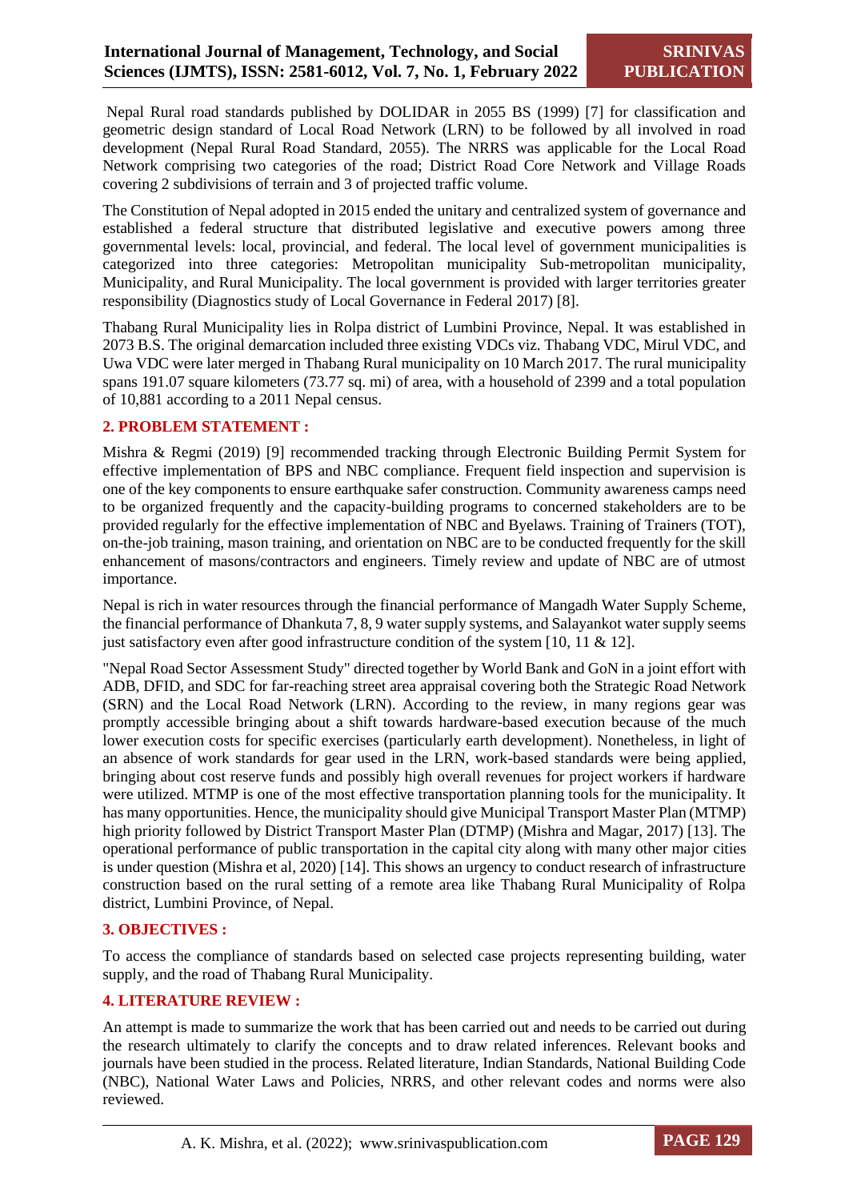Nepal Rural road standards published by DOLIDAR in 2055 BS (1999) [7] for classification and geometric design standard of Local Road Network (LRN) to be followed by all involved in road development (Nepal Rural Road Standard, 2055). The NRRS was applicable for the Local Road Network comprising two categories of the road; District Road Core Network and Village Roads covering 2 subdivisions of terrain and 3 of projected traffic volume.

The Constitution of Nepal adopted in 2015 ended the unitary and centralized system of governance and established a federal structure that distributed legislative and executive powers among three governmental levels: local, provincial, and federal. The local level of government municipalities is categorized into three categories: Metropolitan municipality Sub-metropolitan municipality, Municipality, and Rural Municipality. The local government is provided with larger territories greater responsibility (Diagnostics study of Local Governance in Federal 2017) [8].

Thabang Rural Municipality lies in Rolpa district of Lumbini Province, Nepal. It was established in 2073 B.S. The original demarcation included three existing VDCs viz. Thabang VDC, Mirul VDC, and Uwa VDC were later merged in Thabang Rural municipality on 10 March 2017. The rural municipality spans 191.07 square kilometers (73.77 sq. mi) of area, with a household of 2399 and a total population of 10,881 according to a 2011 Nepal census.

## 2. PROBLEM STATEMENT :

Mishra & Regmi (2019) [9] recommended tracking through Electronic Building Permit System for effective implementation of BPS and NBC compliance. Frequent field inspection and supervision is one of the key components to ensure earthquake safer construction. Community awareness camps need to be organized frequently and the capacity-building programs to concerned stakeholders are to be provided regularly for the effective implementation of NBC and Byelaws. Training of Trainers (TOT), on-the-job training, mason training, and orientation on NBC are to be conducted frequently for the skill enhancement of masons/contractors and engineers. Timely review and update of NBC are of utmost importance.

Nepal is rich in water resources through the financial performance of Mangadh Water Supply Scheme, the financial performance of Dhankuta 7, 8, 9 water supply systems, and Salayankot water supply seems just satisfactory even after good infrastructure condition of the system [10, 11 & 12].

"Nepal Road Sector Assessment Study" directed together by World Bank and GoN in a joint effort with ADB, DFID, and SDC for far-reaching street area appraisal covering both the Strategic Road Network (SRN) and the Local Road Network (LRN). According to the review, in many regions gear was promptly accessible bringing about a shift towards hardware-based execution because of the much lower execution costs for specific exercises (particularly earth development). Nonetheless, in light of an absence of work standards for gear used in the LRN, work-based standards were being applied, bringing about cost reserve funds and possibly high overall revenues for project workers if hardware were utilized. MTMP is one of the most effective transportation planning tools for the municipality. It has many opportunities. Hence, the municipality should give Municipal Transport Master Plan (MTMP) high priority followed by District Transport Master Plan (DTMP) (Mishra and Magar, 2017) [13]. The operational performance of public transportation in the capital city along with many other major cities is under question (Mishra et al, 2020) [14]. This shows an urgency to conduct research of infrastructure construction based on the rural setting of a remote area like Thabang Rural Municipality of Rolpa district, Lumbini Province, of Nepal.

## 3. OBJECTIVES :

To access the compliance of standards based on selected case projects representing building, water supply, and the road of Thabang Rural Municipality.

## 4. LITERATURE REVIEW :

An attempt is made to summarize the work that has been carried out and needs to be carried out during the research ultimately to clarify the concepts and to draw related inferences. Relevant books and journals have been studied in the process. Related literature, Indian Standards, National Building Code (NBC), National Water Laws and Policies, NRRS, and other relevant codes and norms were also reviewed.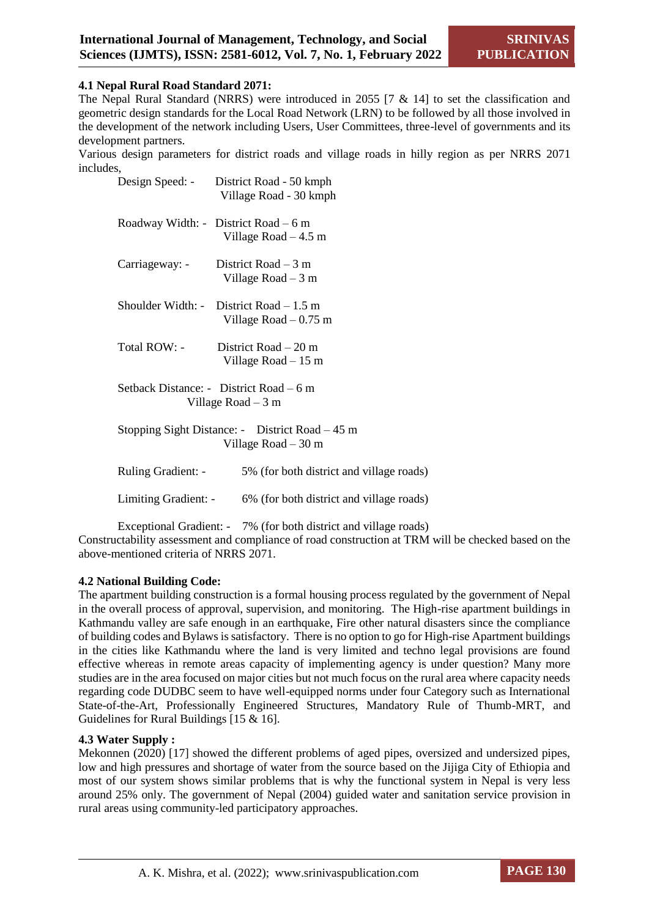### 4.1 Nepal Rural Road Standard 2071:

The Nepal Rural Standard (NRRS) were introduced in 2055 [7 & 14] to set the classification and geometric design standards for the Local Road Network (LRN) to be followed by all those involved in the development of the network including Users, User Committees, three-level of governments and its development partners.

Various design parameters for district roads and village roads in hilly region as per NRRS 2071 includes,

Design Speed: - District Road - 50 kmph
Village Road - 30 kmph

Roadway Width: - District Road – 6 m
Village Road – 4.5 m

Carriageway: - District Road – 3 m
Village Road – 3 m

Shoulder Width: - District Road – 1.5 m
Village Road – 0.75 m

Total ROW: - District Road – 20 m
Village Road – 15 m

Setback Distance: - District Road – 6 m
Village Road – 3 m

Stopping Sight Distance: - District Road – 45 m
Village Road – 30 m

Ruling Gradient: - 5% (for both district and village roads)

Limiting Gradient: - 6% (for both district and village roads)

Exceptional Gradient: - 7% (for both district and village roads)

Constructability assessment and compliance of road construction at TRM will be checked based on the above-mentioned criteria of NRRS 2071.

### 4.2 National Building Code:

The apartment building construction is a formal housing process regulated by the government of Nepal in the overall process of approval, supervision, and monitoring. The High-rise apartment buildings in Kathmandu valley are safe enough in an earthquake, Fire other natural disasters since the compliance of building codes and Bylaws is satisfactory. There is no option to go for High-rise Apartment buildings in the cities like Kathmandu where the land is very limited and techno legal provisions are found effective whereas in remote areas capacity of implementing agency is under question? Many more studies are in the area focused on major cities but not much focus on the rural area where capacity needs regarding code DUDBC seem to have well-equipped norms under four Category such as International State-of-the-Art, Professionally Engineered Structures, Mandatory Rule of Thumb-MRT, and Guidelines for Rural Buildings [15 & 16].

### 4.3 Water Supply :

Mekonnen (2020) [17] showed the different problems of aged pipes, oversized and undersized pipes, low and high pressures and shortage of water from the source based on the Jijiga City of Ethiopia and most of our system shows similar problems that is why the functional system in Nepal is very less around 25% only. The government of Nepal (2004) guided water and sanitation service provision in rural areas using community-led participatory approaches.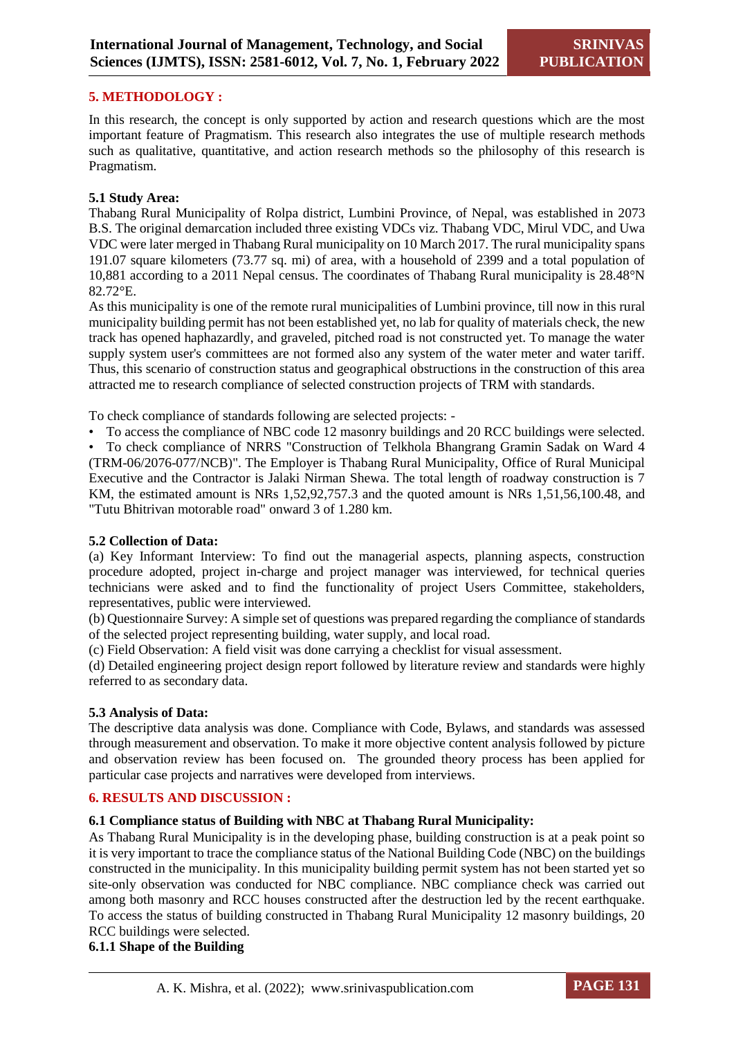## 5. METHODOLOGY :

In this research, the concept is only supported by action and research questions which are the most important feature of Pragmatism. This research also integrates the use of multiple research methods such as qualitative, quantitative, and action research methods so the philosophy of this research is Pragmatism.

### 5.1 Study Area:

Thabang Rural Municipality of Rolpa district, Lumbini Province, of Nepal, was established in 2073 B.S. The original demarcation included three existing VDCs viz. Thabang VDC, Mirul VDC, and Uwa VDC were later merged in Thabang Rural municipality on 10 March 2017. The rural municipality spans 191.07 square kilometers (73.77 sq. mi) of area, with a household of 2399 and a total population of 10,881 according to a 2011 Nepal census. The coordinates of Thabang Rural municipality is 28.48°N 82.72°E.

As this municipality is one of the remote rural municipalities of Lumbini province, till now in this rural municipality building permit has not been established yet, no lab for quality of materials check, the new track has opened haphazardly, and graveled, pitched road is not constructed yet. To manage the water supply system user's committees are not formed also any system of the water meter and water tariff. Thus, this scenario of construction status and geographical obstructions in the construction of this area attracted me to research compliance of selected construction projects of TRM with standards.

To check compliance of standards following are selected projects: -

- To access the compliance of NBC code 12 masonry buildings and 20 RCC buildings were selected.
- To check compliance of NRRS "Construction of Telkhola Bhangrang Gramin Sadak on Ward 4 (TRM-06/2076-077/NCB)". The Employer is Thabang Rural Municipality, Office of Rural Municipal Executive and the Contractor is Jalaki Nirman Shewa. The total length of roadway construction is 7 KM, the estimated amount is NRs 1,52,92,757.3 and the quoted amount is NRs 1,51,56,100.48, and "Tutu Bhitrivan motorable road" onward 3 of 1.280 km.

### 5.2 Collection of Data:

(a) Key Informant Interview: To find out the managerial aspects, planning aspects, construction procedure adopted, project in-charge and project manager was interviewed, for technical queries technicians were asked and to find the functionality of project Users Committee, stakeholders, representatives, public were interviewed.

(b) Questionnaire Survey: A simple set of questions was prepared regarding the compliance of standards of the selected project representing building, water supply, and local road.

(c) Field Observation: A field visit was done carrying a checklist for visual assessment.

(d) Detailed engineering project design report followed by literature review and standards were highly referred to as secondary data.

### 5.3 Analysis of Data:

The descriptive data analysis was done. Compliance with Code, Bylaws, and standards was assessed through measurement and observation. To make it more objective content analysis followed by picture and observation review has been focused on. The grounded theory process has been applied for particular case projects and narratives were developed from interviews.

## 6. RESULTS AND DISCUSSION :

### 6.1 Compliance status of Building with NBC at Thabang Rural Municipality:

As Thabang Rural Municipality is in the developing phase, building construction is at a peak point so it is very important to trace the compliance status of the National Building Code (NBC) on the buildings constructed in the municipality. In this municipality building permit system has not been started yet so site-only observation was conducted for NBC compliance. NBC compliance check was carried out among both masonry and RCC houses constructed after the destruction led by the recent earthquake. To access the status of building constructed in Thabang Rural Municipality 12 masonry buildings, 20 RCC buildings were selected.

#### 6.1.1 Shape of the Building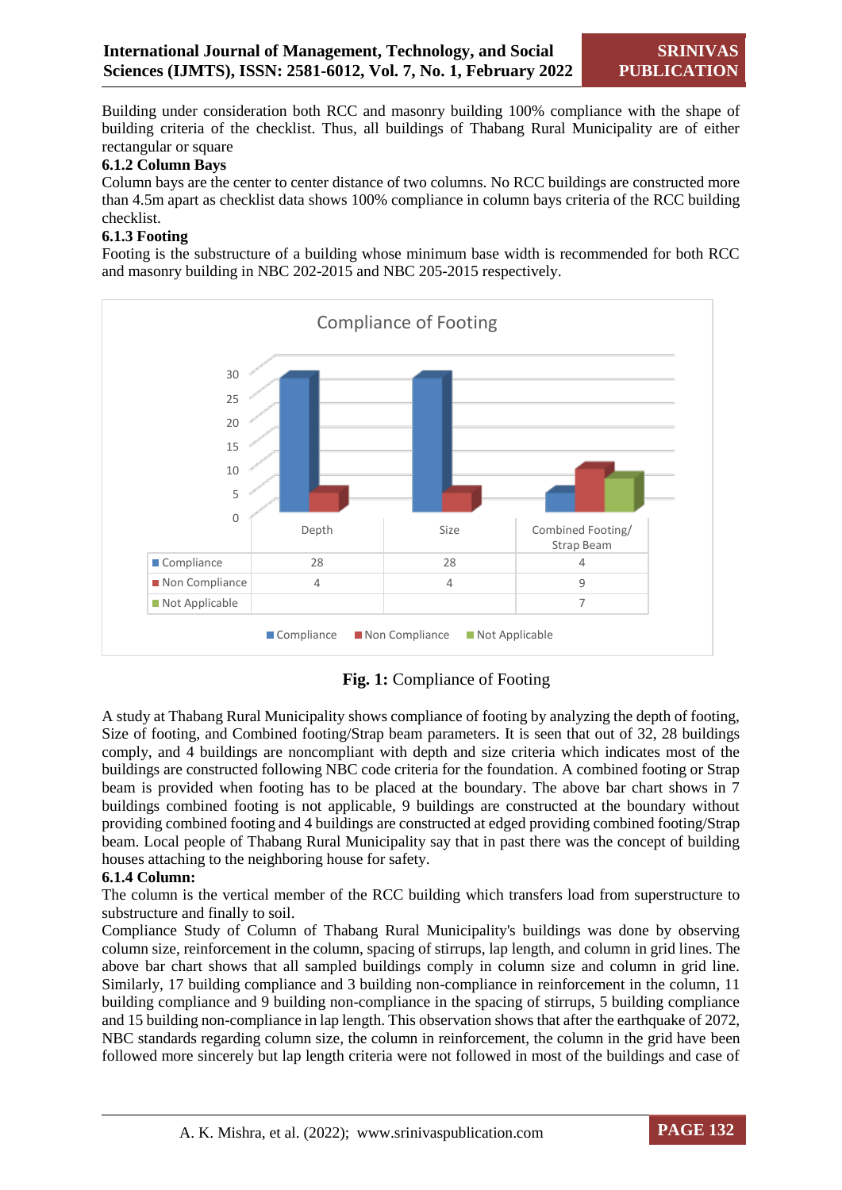Building under consideration both RCC and masonry building 100% compliance with the shape of building criteria of the checklist. Thus, all buildings of Thabang Rural Municipality are of either rectangular or square

### 6.1.2 Column Bays

Column bays are the center to center distance of two columns. No RCC buildings are constructed more than 4.5m apart as checklist data shows 100% compliance in column bays criteria of the RCC building checklist.

### 6.1.3 Footing

Footing is the substructure of a building whose minimum base width is recommended for both RCC and masonry building in NBC 202-2015 and NBC 205-2015 respectively.

Compliance of Footing

| | Depth | Size | Combined Footing/ Strap Beam |
|---|---|---|---|
| Compliance | 28 | 28 | 4 |
| Non Compliance | 4 | 4 | 9 |
| Not Applicable | | | 7 |

**Fig. 1:** Compliance of Footing

A study at Thabang Rural Municipality shows compliance of footing by analyzing the depth of footing, Size of footing, and Combined footing/Strap beam parameters. It is seen that out of 32, 28 buildings comply, and 4 buildings are noncompliant with depth and size criteria which indicates most of the buildings are constructed following NBC code criteria for the foundation. A combined footing or Strap beam is provided when footing has to be placed at the boundary. The above bar chart shows in 7 buildings combined footing is not applicable, 9 buildings are constructed at the boundary without providing combined footing and 4 buildings are constructed at edged providing combined footing/Strap beam. Local people of Thabang Rural Municipality say that in past there was the concept of building houses attaching to the neighboring house for safety.

### 6.1.4 Column:

The column is the vertical member of the RCC building which transfers load from superstructure to substructure and finally to soil.

Compliance Study of Column of Thabang Rural Municipality's buildings was done by observing column size, reinforcement in the column, spacing of stirrups, lap length, and column in grid lines. The above bar chart shows that all sampled buildings comply in column size and column in grid line. Similarly, 17 building compliance and 3 building non-compliance in reinforcement in the column, 11 building compliance and 9 building non-compliance in the spacing of stirrups, 5 building compliance and 15 building non-compliance in lap length. This observation shows that after the earthquake of 2072, NBC standards regarding column size, the column in reinforcement, the column in the grid have been followed more sincerely but lap length criteria were not followed in most of the buildings and case of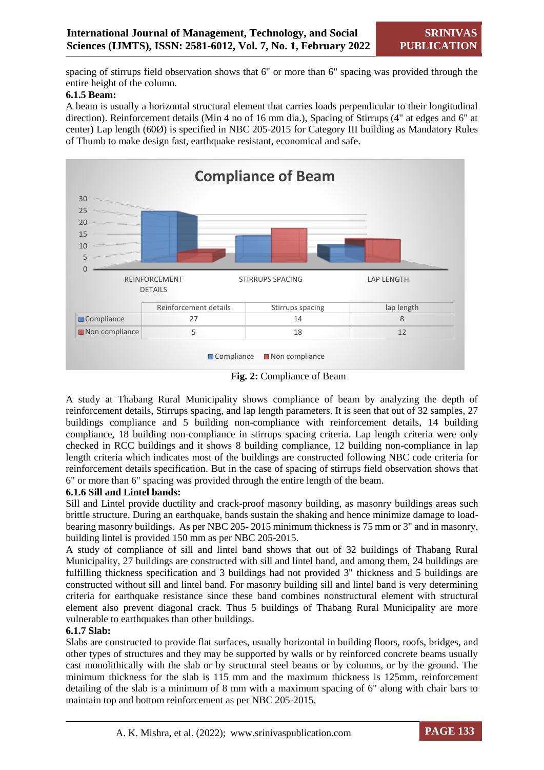spacing of stirrups field observation shows that 6" or more than 6" spacing was provided through the entire height of the column.

### 6.1.5 Beam:

A beam is usually a horizontal structural element that carries loads perpendicular to their longitudinal direction). Reinforcement details (Min 4 no of 16 mm dia.), Spacing of Stirrups (4" at edges and 6" at center) Lap length (60Ø) is specified in NBC 205-2015 for Category III building as Mandatory Rules of Thumb to make design fast, earthquake resistant, economical and safe.

**Compliance of Beam**

| | Reinforcement details | Stirrups spacing | lap length |
|---|---|---|---|
| Compliance | 27 | 14 | 8 |
| Non compliance | 5 | 18 | 12 |

**Fig. 2:** Compliance of Beam

A study at Thabang Rural Municipality shows compliance of beam by analyzing the depth of reinforcement details, Stirrups spacing, and lap length parameters. It is seen that out of 32 samples, 27 buildings compliance and 5 building non-compliance with reinforcement details, 14 building compliance, 18 building non-compliance in stirrups spacing criteria. Lap length criteria were only checked in RCC buildings and it shows 8 building compliance, 12 building non-compliance in lap length criteria which indicates most of the buildings are constructed following NBC code criteria for reinforcement details specification. But in the case of spacing of stirrups field observation shows that 6" or more than 6" spacing was provided through the entire length of the beam.

### 6.1.6 Sill and Lintel bands:

Sill and Lintel provide ductility and crack-proof masonry building, as masonry buildings areas such brittle structure. During an earthquake, bands sustain the shaking and hence minimize damage to load-bearing masonry buildings. As per NBC 205- 2015 minimum thickness is 75 mm or 3" and in masonry, building lintel is provided 150 mm as per NBC 205-2015.

A study of compliance of sill and lintel band shows that out of 32 buildings of Thabang Rural Municipality, 27 buildings are constructed with sill and lintel band, and among them, 24 buildings are fulfilling thickness specification and 3 buildings had not provided 3" thickness and 5 buildings are constructed without sill and lintel band. For masonry building sill and lintel band is very determining criteria for earthquake resistance since these band combines nonstructural element with structural element also prevent diagonal crack. Thus 5 buildings of Thabang Rural Municipality are more vulnerable to earthquakes than other buildings.

### 6.1.7 Slab:

Slabs are constructed to provide flat surfaces, usually horizontal in building floors, roofs, bridges, and other types of structures and they may be supported by walls or by reinforced concrete beams usually cast monolithically with the slab or by structural steel beams or by columns, or by the ground. The minimum thickness for the slab is 115 mm and the maximum thickness is 125mm, reinforcement detailing of the slab is a minimum of 8 mm with a maximum spacing of 6" along with chair bars to maintain top and bottom reinforcement as per NBC 205-2015.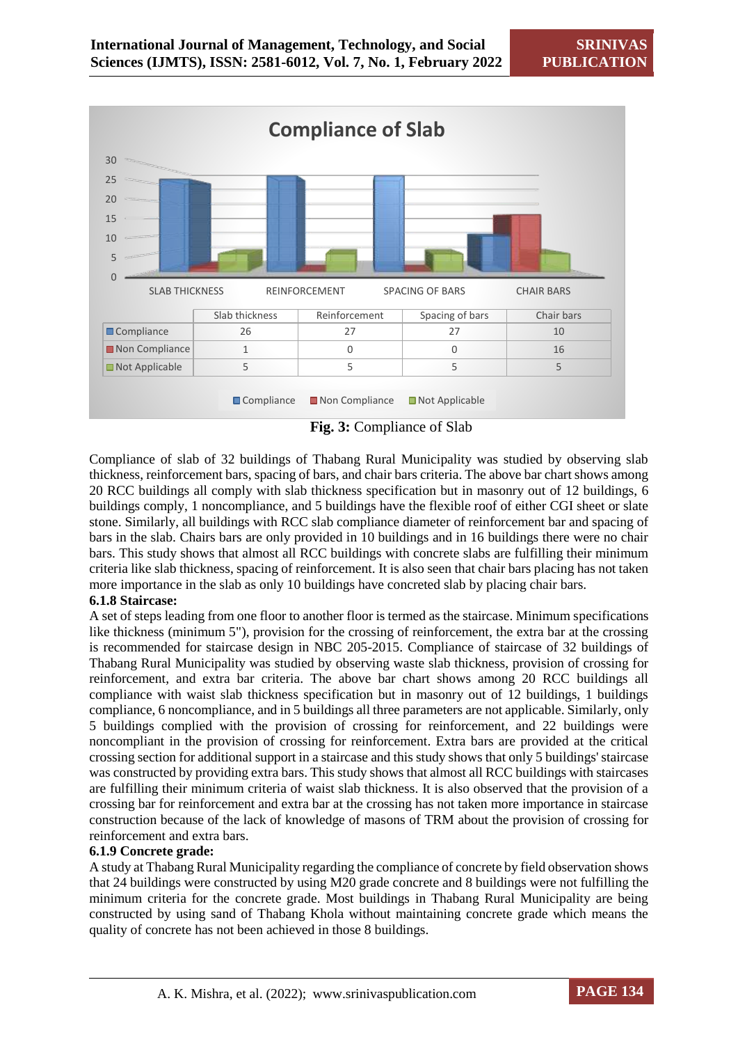| | Slab thickness | Reinforcement | Spacing of bars | Chair bars |
|---|---|---|---|---|
| Compliance | 26 | 27 | 27 | 10 |
| Non Compliance | 1 | 0 | 0 | 16 |
| Not Applicable | 5 | 5 | 5 | 5 |

**Fig. 3:** Compliance of Slab

Compliance of slab of 32 buildings of Thabang Rural Municipality was studied by observing slab thickness, reinforcement bars, spacing of bars, and chair bars criteria. The above bar chart shows among 20 RCC buildings all comply with slab thickness specification but in masonry out of 12 buildings, 6 buildings comply, 1 noncompliance, and 5 buildings have the flexible roof of either CGI sheet or slate stone. Similarly, all buildings with RCC slab compliance diameter of reinforcement bar and spacing of bars in the slab. Chairs bars are only provided in 10 buildings and in 16 buildings there were no chair bars. This study shows that almost all RCC buildings with concrete slabs are fulfilling their minimum criteria like slab thickness, spacing of reinforcement. It is also seen that chair bars placing has not taken more importance in the slab as only 10 buildings have concreted slab by placing chair bars.

**6.1.8 Staircase:**

A set of steps leading from one floor to another floor is termed as the staircase. Minimum specifications like thickness (minimum 5"), provision for the crossing of reinforcement, the extra bar at the crossing is recommended for staircase design in NBC 205-2015. Compliance of staircase of 32 buildings of Thabang Rural Municipality was studied by observing waste slab thickness, provision of crossing for reinforcement, and extra bar criteria. The above bar chart shows among 20 RCC buildings all compliance with waist slab thickness specification but in masonry out of 12 buildings, 1 buildings compliance, 6 noncompliance, and in 5 buildings all three parameters are not applicable. Similarly, only 5 buildings complied with the provision of crossing for reinforcement, and 22 buildings were noncompliant in the provision of crossing for reinforcement. Extra bars are provided at the critical crossing section for additional support in a staircase and this study shows that only 5 buildings' staircase was constructed by providing extra bars. This study shows that almost all RCC buildings with staircases are fulfilling their minimum criteria of waist slab thickness. It is also observed that the provision of a crossing bar for reinforcement and extra bar at the crossing has not taken more importance in staircase construction because of the lack of knowledge of masons of TRM about the provision of crossing for reinforcement and extra bars.

**6.1.9 Concrete grade:**

A study at Thabang Rural Municipality regarding the compliance of concrete by field observation shows that 24 buildings were constructed by using M20 grade concrete and 8 buildings were not fulfilling the minimum criteria for the concrete grade. Most buildings in Thabang Rural Municipality are being constructed by using sand of Thabang Khola without maintaining concrete grade which means the quality of concrete has not been achieved in those 8 buildings.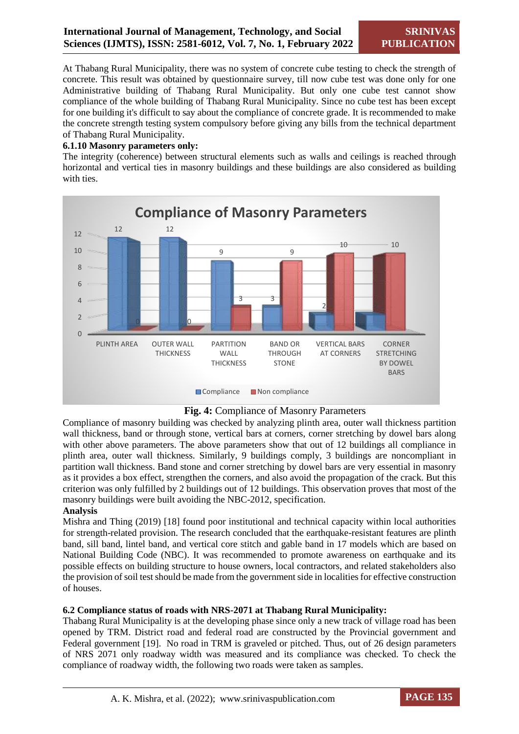At Thabang Rural Municipality, there was no system of concrete cube testing to check the strength of concrete. This result was obtained by questionnaire survey, till now cube test was done only for one Administrative building of Thabang Rural Municipality. But only one cube test cannot show compliance of the whole building of Thabang Rural Municipality. Since no cube test has been except for one building it's difficult to say about the compliance of concrete grade. It is recommended to make the concrete strength testing system compulsory before giving any bills from the technical department of Thabang Rural Municipality.

**6.1.10 Masonry parameters only:**

The integrity (coherence) between structural elements such as walls and ceilings is reached through horizontal and vertical ties in masonry buildings and these buildings are also considered as building with ties.

**Compliance of Masonry Parameters**

| Parameter | Compliance | Non compliance |
|---|---|---|
| PLINTH AREA | 12 | 0 |
| OUTER WALL THICKNESS | 12 | 0 |
| PARTITION WALL THICKNESS | 9 | 3 |
| BAND OR THROUGH STONE | 3 | 9 |
| VERTICAL BARS AT CORNERS | 2 | 10 |
| CORNER STRETCHING BY DOWEL BARS | 2 | 10 |

**Fig. 4:** Compliance of Masonry Parameters

Compliance of masonry building was checked by analyzing plinth area, outer wall thickness partition wall thickness, band or through stone, vertical bars at corners, corner stretching by dowel bars along with other above parameters. The above parameters show that out of 12 buildings all compliance in plinth area, outer wall thickness. Similarly, 9 buildings comply, 3 buildings are noncompliant in partition wall thickness. Band stone and corner stretching by dowel bars are very essential in masonry as it provides a box effect, strengthen the corners, and also avoid the propagation of the crack. But this criterion was only fulfilled by 2 buildings out of 12 buildings. This observation proves that most of the masonry buildings were built avoiding the NBC-2012, specification.

**Analysis**

Mishra and Thing (2019) [18] found poor institutional and technical capacity within local authorities for strength-related provision. The research concluded that the earthquake-resistant features are plinth band, sill band, lintel band, and vertical core stitch and gable band in 17 models which are based on National Building Code (NBC). It was recommended to promote awareness on earthquake and its possible effects on building structure to house owners, local contractors, and related stakeholders also the provision of soil test should be made from the government side in localities for effective construction of houses.

**6.2 Compliance status of roads with NRS-2071 at Thabang Rural Municipality:**

Thabang Rural Municipality is at the developing phase since only a new track of village road has been opened by TRM. District road and federal road are constructed by the Provincial government and Federal government [19]. No road in TRM is graveled or pitched. Thus, out of 26 design parameters of NRS 2071 only roadway width was measured and its compliance was checked. To check the compliance of roadway width, the following two roads were taken as samples.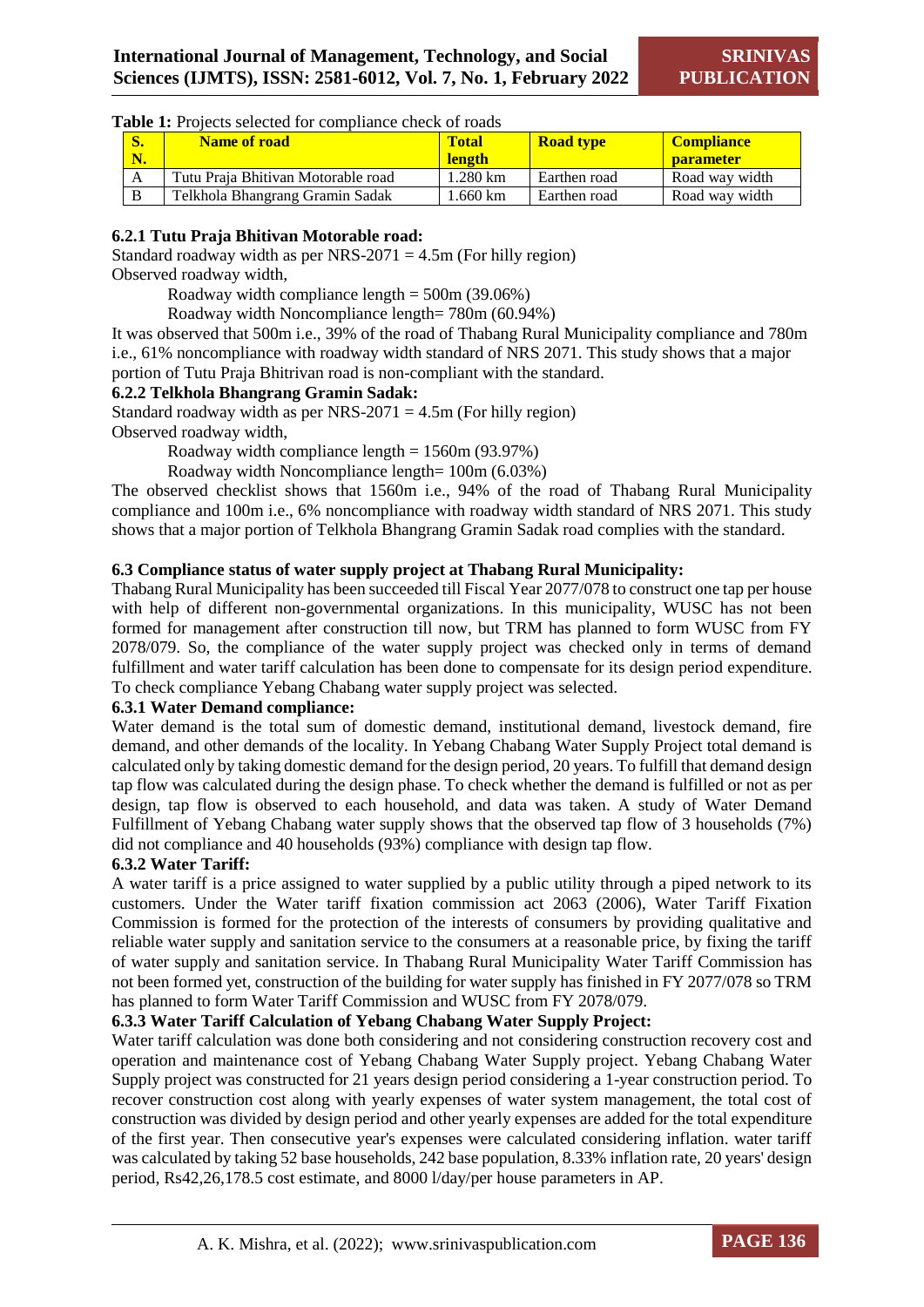**Table 1:** Projects selected for compliance check of roads

| S. N. | Name of road | Total length | Road type | Compliance parameter |
|---|---|---|---|---|
| A | Tutu Praja Bhitivan Motorable road | 1.280 km | Earthen road | Road way width |
| B | Telkhola Bhangrang Gramin Sadak | 1.660 km | Earthen road | Road way width |

### 6.2.1 Tutu Praja Bhitivan Motorable road:

Standard roadway width as per NRS-2071 = 4.5m (For hilly region)

Observed roadway width,

Roadway width compliance length = 500m (39.06%)

Roadway width Noncompliance length= 780m (60.94%)

It was observed that 500m i.e., 39% of the road of Thabang Rural Municipality compliance and 780m i.e., 61% noncompliance with roadway width standard of NRS 2071. This study shows that a major portion of Tutu Praja Bhitrivan road is non-compliant with the standard.

### 6.2.2 Telkhola Bhangrang Gramin Sadak:

Standard roadway width as per NRS-2071 = 4.5m (For hilly region)

Observed roadway width,

Roadway width compliance length = 1560m (93.97%)

Roadway width Noncompliance length= 100m (6.03%)

The observed checklist shows that 1560m i.e., 94% of the road of Thabang Rural Municipality compliance and 100m i.e., 6% noncompliance with roadway width standard of NRS 2071. This study shows that a major portion of Telkhola Bhangrang Gramin Sadak road complies with the standard.

## 6.3 Compliance status of water supply project at Thabang Rural Municipality:

Thabang Rural Municipality has been succeeded till Fiscal Year 2077/078 to construct one tap per house with help of different non-governmental organizations. In this municipality, WUSC has not been formed for management after construction till now, but TRM has planned to form WUSC from FY 2078/079. So, the compliance of the water supply project was checked only in terms of demand fulfillment and water tariff calculation has been done to compensate for its design period expenditure. To check compliance Yebang Chabang water supply project was selected.

### 6.3.1 Water Demand compliance:

Water demand is the total sum of domestic demand, institutional demand, livestock demand, fire demand, and other demands of the locality. In Yebang Chabang Water Supply Project total demand is calculated only by taking domestic demand for the design period, 20 years. To fulfill that demand design tap flow was calculated during the design phase. To check whether the demand is fulfilled or not as per design, tap flow is observed to each household, and data was taken. A study of Water Demand Fulfillment of Yebang Chabang water supply shows that the observed tap flow of 3 households (7%) did not compliance and 40 households (93%) compliance with design tap flow.

### 6.3.2 Water Tariff:

A water tariff is a price assigned to water supplied by a public utility through a piped network to its customers. Under the Water tariff fixation commission act 2063 (2006), Water Tariff Fixation Commission is formed for the protection of the interests of consumers by providing qualitative and reliable water supply and sanitation service to the consumers at a reasonable price, by fixing the tariff of water supply and sanitation service. In Thabang Rural Municipality Water Tariff Commission has not been formed yet, construction of the building for water supply has finished in FY 2077/078 so TRM has planned to form Water Tariff Commission and WUSC from FY 2078/079.

### 6.3.3 Water Tariff Calculation of Yebang Chabang Water Supply Project:

Water tariff calculation was done both considering and not considering construction recovery cost and operation and maintenance cost of Yebang Chabang Water Supply project. Yebang Chabang Water Supply project was constructed for 21 years design period considering a 1-year construction period. To recover construction cost along with yearly expenses of water system management, the total cost of construction was divided by design period and other yearly expenses are added for the total expenditure of the first year. Then consecutive year's expenses were calculated considering inflation. water tariff was calculated by taking 52 base households, 242 base population, 8.33% inflation rate, 20 years' design period, Rs42,26,178.5 cost estimate, and 8000 l/day/per house parameters in AP.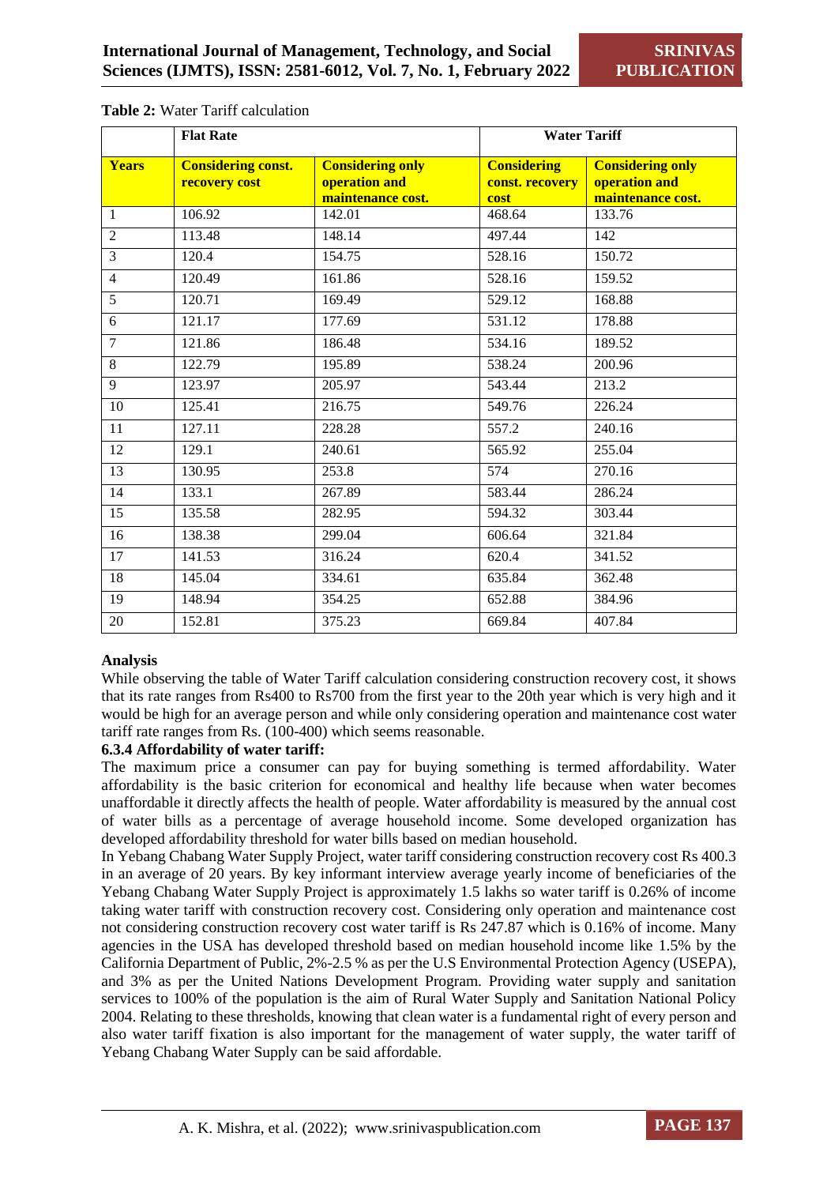**Table 2:** Water Tariff calculation

| | Flat Rate | | Water Tariff | |
|---|---|---|---|---|
| **Years** | **Considering const. recovery cost** | **Considering only operation and maintenance cost.** | **Considering const. recovery cost** | **Considering only operation and maintenance cost.** |
| 1 | 106.92 | 142.01 | 468.64 | 133.76 |
| 2 | 113.48 | 148.14 | 497.44 | 142 |
| 3 | 120.4 | 154.75 | 528.16 | 150.72 |
| 4 | 120.49 | 161.86 | 528.16 | 159.52 |
| 5 | 120.71 | 169.49 | 529.12 | 168.88 |
| 6 | 121.17 | 177.69 | 531.12 | 178.88 |
| 7 | 121.86 | 186.48 | 534.16 | 189.52 |
| 8 | 122.79 | 195.89 | 538.24 | 200.96 |
| 9 | 123.97 | 205.97 | 543.44 | 213.2 |
| 10 | 125.41 | 216.75 | 549.76 | 226.24 |
| 11 | 127.11 | 228.28 | 557.2 | 240.16 |
| 12 | 129.1 | 240.61 | 565.92 | 255.04 |
| 13 | 130.95 | 253.8 | 574 | 270.16 |
| 14 | 133.1 | 267.89 | 583.44 | 286.24 |
| 15 | 135.58 | 282.95 | 594.32 | 303.44 |
| 16 | 138.38 | 299.04 | 606.64 | 321.84 |
| 17 | 141.53 | 316.24 | 620.4 | 341.52 |
| 18 | 145.04 | 334.61 | 635.84 | 362.48 |
| 19 | 148.94 | 354.25 | 652.88 | 384.96 |
| 20 | 152.81 | 375.23 | 669.84 | 407.84 |

**Analysis**

While observing the table of Water Tariff calculation considering construction recovery cost, it shows that its rate ranges from Rs400 to Rs700 from the first year to the 20th year which is very high and it would be high for an average person and while only considering operation and maintenance cost water tariff rate ranges from Rs. (100-400) which seems reasonable.

**6.3.4 Affordability of water tariff:**

The maximum price a consumer can pay for buying something is termed affordability. Water affordability is the basic criterion for economical and healthy life because when water becomes unaffordable it directly affects the health of people. Water affordability is measured by the annual cost of water bills as a percentage of average household income. Some developed organization has developed affordability threshold for water bills based on median household.

In Yebang Chabang Water Supply Project, water tariff considering construction recovery cost Rs 400.3 in an average of 20 years. By key informant interview average yearly income of beneficiaries of the Yebang Chabang Water Supply Project is approximately 1.5 lakhs so water tariff is 0.26% of income taking water tariff with construction recovery cost. Considering only operation and maintenance cost not considering construction recovery cost water tariff is Rs 247.87 which is 0.16% of income. Many agencies in the USA has developed threshold based on median household income like 1.5% by the California Department of Public, 2%-2.5 % as per the U.S Environmental Protection Agency (USEPA), and 3% as per the United Nations Development Program. Providing water supply and sanitation services to 100% of the population is the aim of Rural Water Supply and Sanitation National Policy 2004. Relating to these thresholds, knowing that clean water is a fundamental right of every person and also water tariff fixation is also important for the management of water supply, the water tariff of Yebang Chabang Water Supply can be said affordable.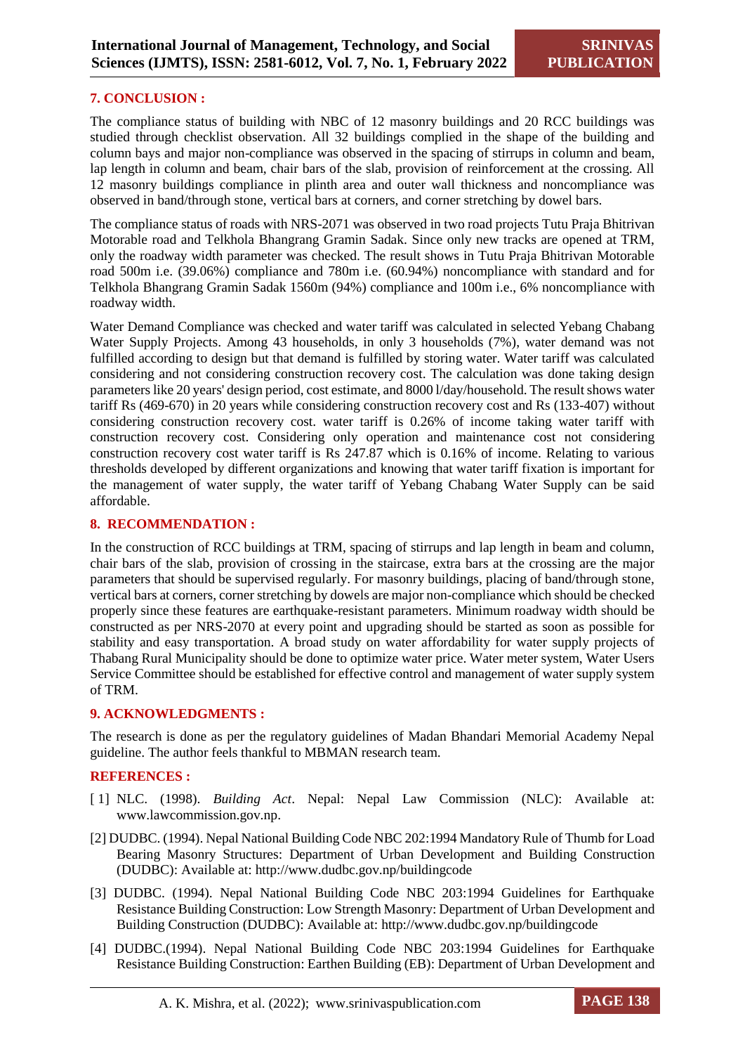## 7. CONCLUSION :

The compliance status of building with NBC of 12 masonry buildings and 20 RCC buildings was studied through checklist observation. All 32 buildings complied in the shape of the building and column bays and major non-compliance was observed in the spacing of stirrups in column and beam, lap length in column and beam, chair bars of the slab, provision of reinforcement at the crossing. All 12 masonry buildings compliance in plinth area and outer wall thickness and noncompliance was observed in band/through stone, vertical bars at corners, and corner stretching by dowel bars.

The compliance status of roads with NRS-2071 was observed in two road projects Tutu Praja Bhitrivan Motorable road and Telkhola Bhangrang Gramin Sadak. Since only new tracks are opened at TRM, only the roadway width parameter was checked. The result shows in Tutu Praja Bhitrivan Motorable road 500m i.e. (39.06%) compliance and 780m i.e. (60.94%) noncompliance with standard and for Telkhola Bhangrang Gramin Sadak 1560m (94%) compliance and 100m i.e., 6% noncompliance with roadway width.

Water Demand Compliance was checked and water tariff was calculated in selected Yebang Chabang Water Supply Projects. Among 43 households, in only 3 households (7%), water demand was not fulfilled according to design but that demand is fulfilled by storing water. Water tariff was calculated considering and not considering construction recovery cost. The calculation was done taking design parameters like 20 years' design period, cost estimate, and 8000 l/day/household. The result shows water tariff Rs (469-670) in 20 years while considering construction recovery cost and Rs (133-407) without considering construction recovery cost. water tariff is 0.26% of income taking water tariff with construction recovery cost. Considering only operation and maintenance cost not considering construction recovery cost water tariff is Rs 247.87 which is 0.16% of income. Relating to various thresholds developed by different organizations and knowing that water tariff fixation is important for the management of water supply, the water tariff of Yebang Chabang Water Supply can be said affordable.

## 8. RECOMMENDATION :

In the construction of RCC buildings at TRM, spacing of stirrups and lap length in beam and column, chair bars of the slab, provision of crossing in the staircase, extra bars at the crossing are the major parameters that should be supervised regularly. For masonry buildings, placing of band/through stone, vertical bars at corners, corner stretching by dowels are major non-compliance which should be checked properly since these features are earthquake-resistant parameters. Minimum roadway width should be constructed as per NRS-2070 at every point and upgrading should be started as soon as possible for stability and easy transportation. A broad study on water affordability for water supply projects of Thabang Rural Municipality should be done to optimize water price. Water meter system, Water Users Service Committee should be established for effective control and management of water supply system of TRM.

## 9. ACKNOWLEDGMENTS :

The research is done as per the regulatory guidelines of Madan Bhandari Memorial Academy Nepal guideline. The author feels thankful to MBMAN research team.

## REFERENCES :

[1] NLC. (1998). *Building Act*. Nepal: Nepal Law Commission (NLC): Available at: www.lawcommission.gov.np.

[2] DUDBC. (1994). Nepal National Building Code NBC 202:1994 Mandatory Rule of Thumb for Load Bearing Masonry Structures: Department of Urban Development and Building Construction (DUDBC): Available at: http://www.dudbc.gov.np/buildingcode

[3] DUDBC. (1994). Nepal National Building Code NBC 203:1994 Guidelines for Earthquake Resistance Building Construction: Low Strength Masonry: Department of Urban Development and Building Construction (DUDBC): Available at: http://www.dudbc.gov.np/buildingcode

[4] DUDBC.(1994). Nepal National Building Code NBC 203:1994 Guidelines for Earthquake Resistance Building Construction: Earthen Building (EB): Department of Urban Development and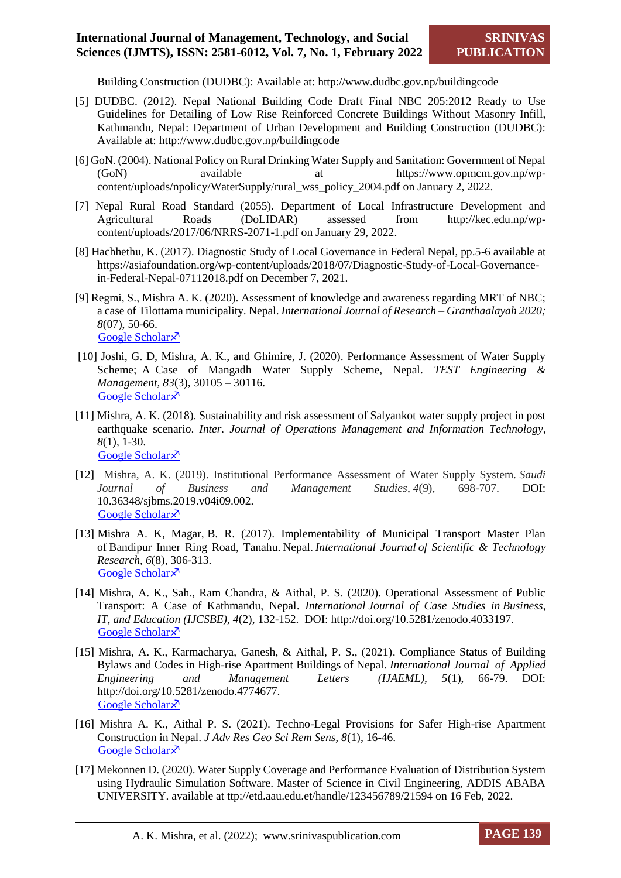Building Construction (DUDBC): Available at: http://www.dudbc.gov.np/buildingcode

[5] DUDBC. (2012). Nepal National Building Code Draft Final NBC 205:2012 Ready to Use Guidelines for Detailing of Low Rise Reinforced Concrete Buildings Without Masonry Infill, Kathmandu, Nepal: Department of Urban Development and Building Construction (DUDBC): Available at: http://www.dudbc.gov.np/buildingcode

[6] GoN. (2004). National Policy on Rural Drinking Water Supply and Sanitation: Government of Nepal (GoN) available at https://www.opmcm.gov.np/wp-content/uploads/npolicy/WaterSupply/rural_wss_policy_2004.pdf on January 2, 2022.

[7] Nepal Rural Road Standard (2055). Department of Local Infrastructure Development and Agricultural Roads (DoLIDAR) assessed from http://kec.edu.np/wp-content/uploads/2017/06/NRRS-2071-1.pdf on January 29, 2022.

[8] Hachhethu, K. (2017). Diagnostic Study of Local Governance in Federal Nepal, pp.5-6 available at https://asiafoundation.org/wp-content/uploads/2018/07/Diagnostic-Study-of-Local-Governance-in-Federal-Nepal-07112018.pdf on December 7, 2021.

[9] Regmi, S., Mishra A. K. (2020). Assessment of knowledge and awareness regarding MRT of NBC; a case of Tilottama municipality. Nepal. *International Journal of Research – Granthaalayah 2020; 8*(07), 50-66.
Google Scholar↗

[10] Joshi, G. D, Mishra, A. K., and Ghimire, J. (2020). Performance Assessment of Water Supply Scheme; A Case of Mangadh Water Supply Scheme, Nepal. *TEST Engineering & Management, 83*(3), 30105 – 30116.
Google Scholar↗

[11] Mishra, A. K. (2018). Sustainability and risk assessment of Salyankot water supply project in post earthquake scenario. *Inter. Journal of Operations Management and Information Technology*, *8*(1), 1-30.
Google Scholar↗

[12] Mishra, A. K. (2019). Institutional Performance Assessment of Water Supply System. *Saudi Journal of Business and Management Studies*, *4*(9), 698-707. DOI: 10.36348/sjbms.2019.v04i09.002.
Google Scholar↗

[13] Mishra A. K, Magar, B. R. (2017). Implementability of Municipal Transport Master Plan of Bandipur Inner Ring Road, Tanahu. Nepal. *International Journal of Scientific & Technology Research*, *6*(8), 306-313.
Google Scholar↗

[14] Mishra, A. K., Sah., Ram Chandra, & Aithal, P. S. (2020). Operational Assessment of Public Transport: A Case of Kathmandu, Nepal. *International Journal of Case Studies in Business, IT, and Education (IJCSBE)*, *4*(2), 132-152. DOI: http://doi.org/10.5281/zenodo.4033197.
Google Scholar↗

[15] Mishra, A. K., Karmacharya, Ganesh, & Aithal, P. S., (2021). Compliance Status of Building Bylaws and Codes in High-rise Apartment Buildings of Nepal. *International Journal of Applied Engineering and Management Letters (IJAEML)*, *5*(1), 66-79. DOI: http://doi.org/10.5281/zenodo.4774677.
Google Scholar↗

[16] Mishra A. K., Aithal P. S. (2021). Techno-Legal Provisions for Safer High-rise Apartment Construction in Nepal. *J Adv Res Geo Sci Rem Sens, 8*(1), 16-46.
Google Scholar↗

[17] Mekonnen D. (2020). Water Supply Coverage and Performance Evaluation of Distribution System using Hydraulic Simulation Software. Master of Science in Civil Engineering, ADDIS ABABA UNIVERSITY. available at ttp://etd.aau.edu.et/handle/123456789/21594 on 16 Feb, 2022.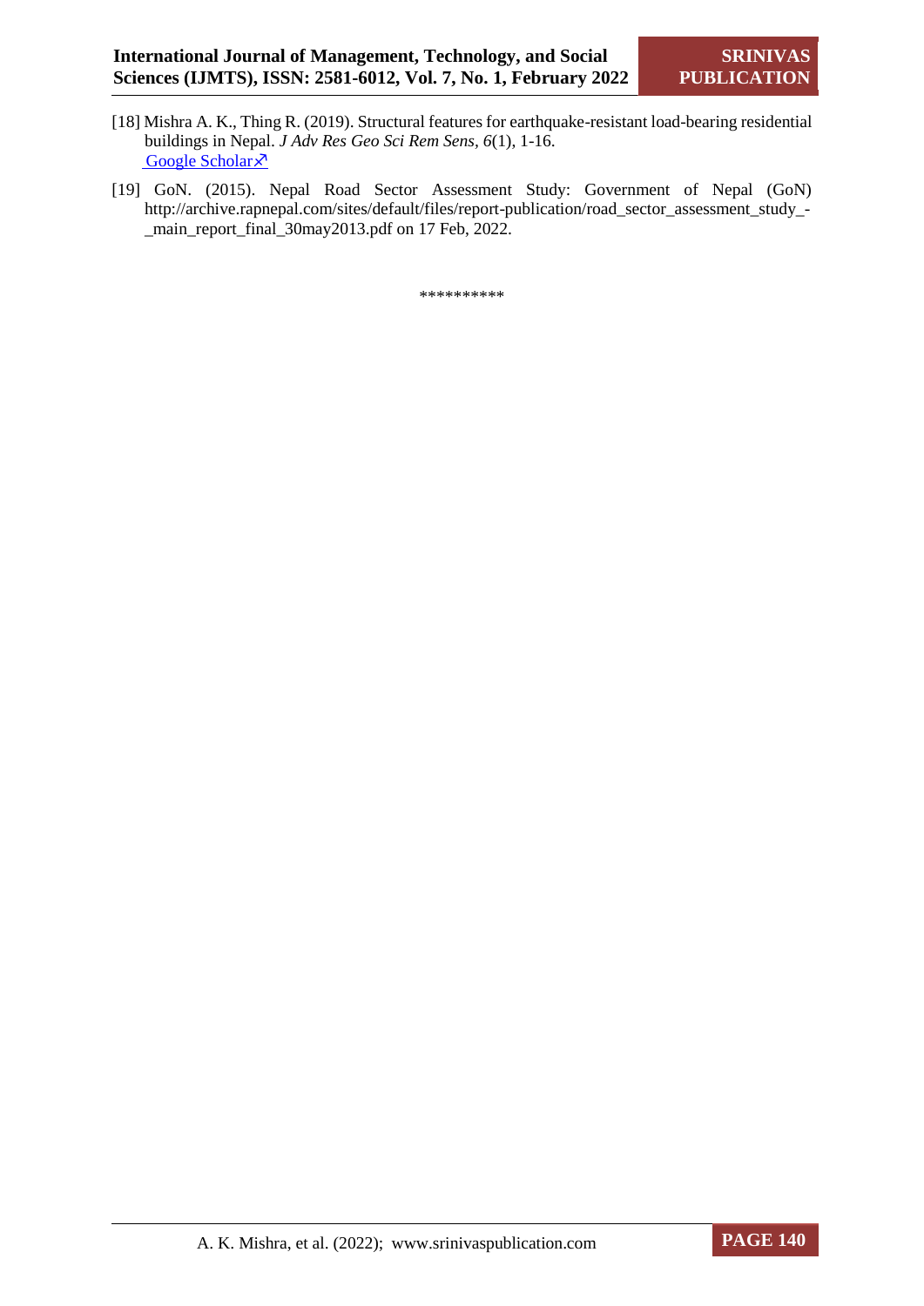[18] Mishra A. K., Thing R. (2019). Structural features for earthquake-resistant load-bearing residential buildings in Nepal. *J Adv Res Geo Sci Rem Sens, 6*(1), 1-16.
Google Scholar↗

[19] GoN. (2015). Nepal Road Sector Assessment Study: Government of Nepal (GoN) http://archive.rapnepal.com/sites/default/files/report-publication/road_sector_assessment_study_-_main_report_final_30may2013.pdf on 17 Feb, 2022.

**********